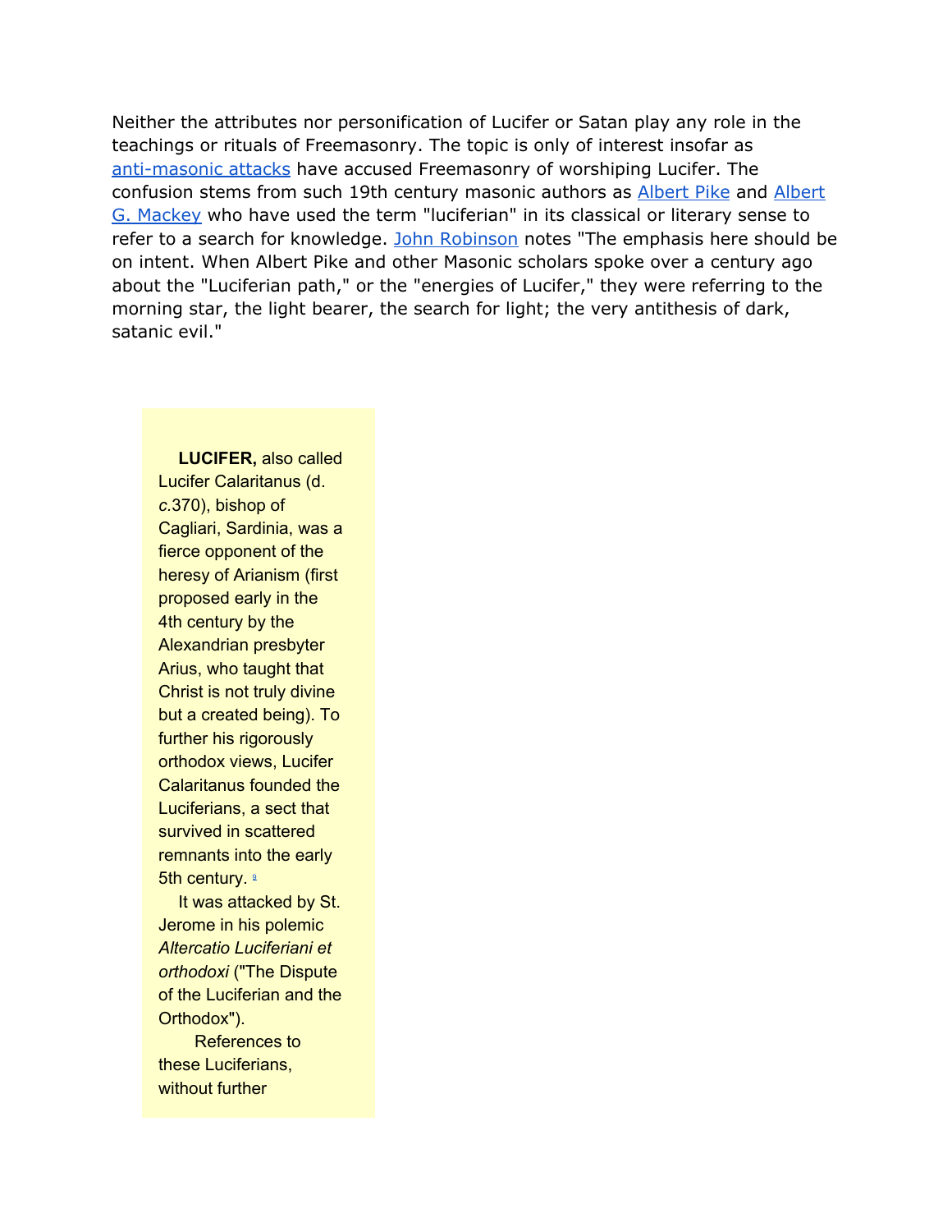Neither the attributes nor personification of Lucifer or Satan play any role in the teachings or rituals of Freemasonry. The topic is only of interest insofar as anti-masonic attacks have accused Freemasonry of worshiping Lucifer. The confusion stems from such 19th century masonic authors as Albert Pike and Albert G. Mackey who have used the term "luciferian" in its classical or literary sense to refer to a search for knowledge. John Robinson notes "The emphasis here should be on intent. When Albert Pike and other Masonic scholars spoke over a century ago about the "Luciferian path," or the "energies of Lucifer," they were referring to the morning star, the light bearer, the search for light; the very antithesis of dark, satanic evil."

**LUCIFER,** also called Lucifer Calaritanus (d. *c.*370), bishop of Cagliari, Sardinia, was a fierce opponent of the heresy of Arianism (first proposed early in the 4th century by the Alexandrian presbyter Arius, who taught that Christ is not truly divine but a created being). To further his rigorously orthodox views, Lucifer Calaritanus founded the Luciferians, a sect that survived in scattered remnants into the early 5th century. [o]

It was attacked by St. Jerome in his polemic *Altercatio Luciferiani et orthodoxi* ("The Dispute of the Luciferian and the Orthodox").

References to these Luciferians, without further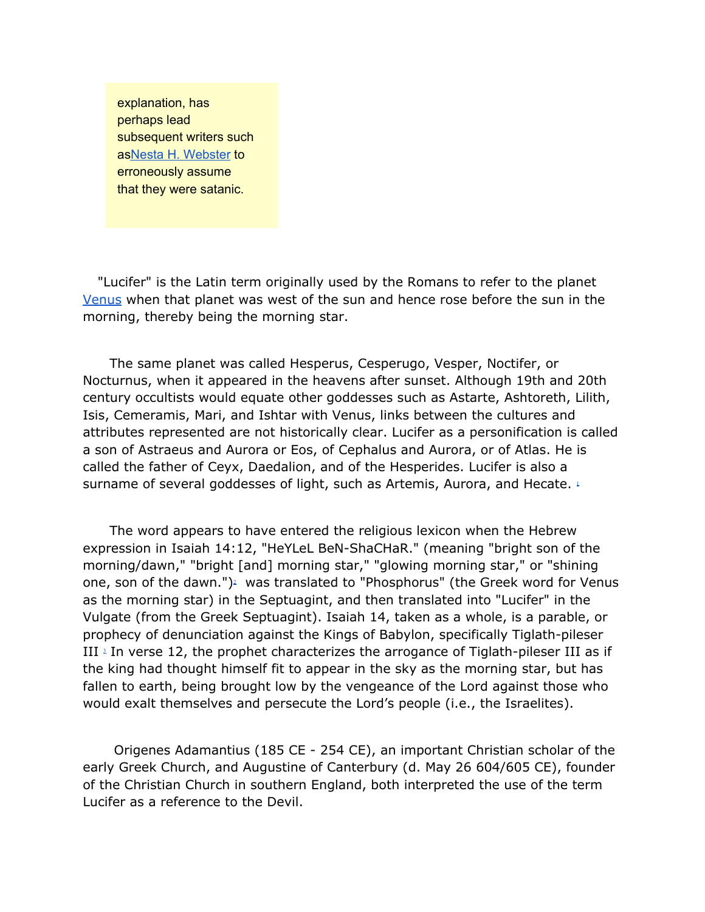explanation, has perhaps lead subsequent writers such asNesta H. Webster to erroneously assume that they were satanic.

"Lucifer" is the Latin term originally used by the Romans to refer to the planet Venus when that planet was west of the sun and hence rose before the sun in the morning, thereby being the morning star.

The same planet was called Hesperus, Cesperugo, Vesper, Noctifer, or Nocturnus, when it appeared in the heavens after sunset. Although 19th and 20th century occultists would equate other goddesses such as Astarte, Ashtoreth, Lilith, Isis, Cemeramis, Mari, and Ishtar with Venus, links between the cultures and attributes represented are not historically clear. Lucifer as a personification is called a son of Astraeus and Aurora or Eos, of Cephalus and Aurora, or of Atlas. He is called the father of Ceyx, Daedalion, and of the Hesperides. Lucifer is also a surname of several goddesses of light, such as Artemis, Aurora, and Hecate. [1]

The word appears to have entered the religious lexicon when the Hebrew expression in Isaiah 14:12, "HeYLeL BeN-ShaCHaR." (meaning "bright son of the morning/dawn," "bright [and] morning star," "glowing morning star," or "shining one, son of the dawn.")[2] was translated to "Phosphorus" (the Greek word for Venus as the morning star) in the Septuagint, and then translated into "Lucifer" in the Vulgate (from the Greek Septuagint). Isaiah 14, taken as a whole, is a parable, or prophecy of denunciation against the Kings of Babylon, specifically Tiglath-pileser III [3] In verse 12, the prophet characterizes the arrogance of Tiglath-pileser III as if the king had thought himself fit to appear in the sky as the morning star, but has fallen to earth, being brought low by the vengeance of the Lord against those who would exalt themselves and persecute the Lord's people (i.e., the Israelites).

Origenes Adamantius (185 CE - 254 CE), an important Christian scholar of the early Greek Church, and Augustine of Canterbury (d. May 26 604/605 CE), founder of the Christian Church in southern England, both interpreted the use of the term Lucifer as a reference to the Devil.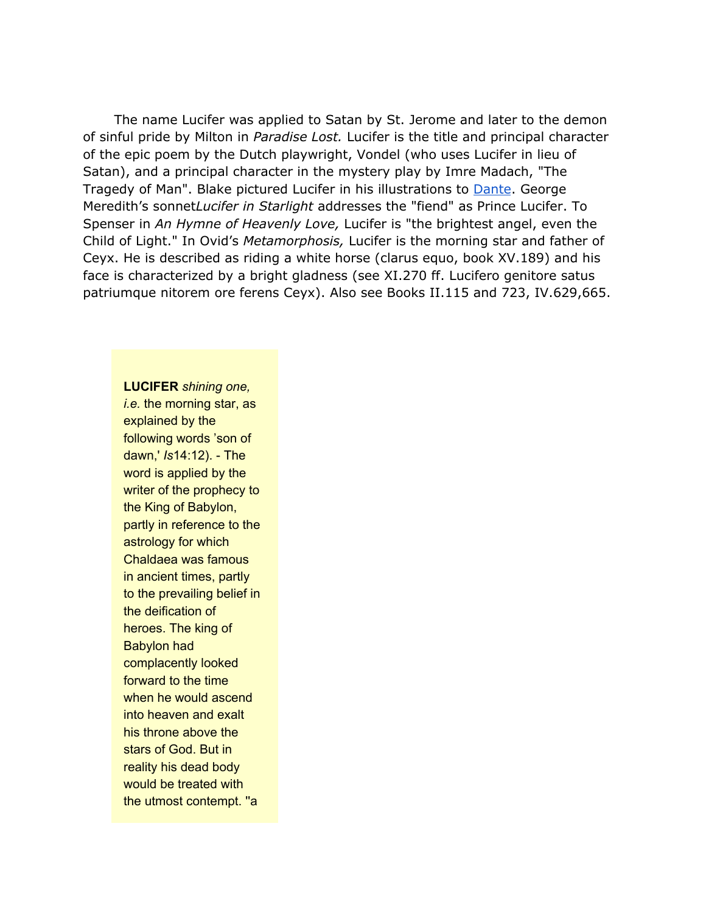The name Lucifer was applied to Satan by St. Jerome and later to the demon of sinful pride by Milton in *Paradise Lost.* Lucifer is the title and principal character of the epic poem by the Dutch playwright, Vondel (who uses Lucifer in lieu of Satan), and a principal character in the mystery play by Imre Madach, "The Tragedy of Man". Blake pictured Lucifer in his illustrations to [Dante](). George Meredith's sonnet*Lucifer in Starlight* addresses the "fiend" as Prince Lucifer. To Spenser in *An Hymne of Heavenly Love,* Lucifer is "the brightest angel, even the Child of Light." In Ovid's *Metamorphosis,* Lucifer is the morning star and father of Ceyx. He is described as riding a white horse (clarus equo, book XV.189) and his face is characterized by a bright gladness (see XI.270 ff. Lucifero genitore satus patriumque nitorem ore ferens Ceyx). Also see Books II.115 and 723, IV.629,665.

**LUCIFER** *shining one, i.e.* the morning star, as explained by the following words 'son of dawn,' *Is*14:12). - The word is applied by the writer of the prophecy to the King of Babylon, partly in reference to the astrology for which Chaldaea was famous in ancient times, partly to the prevailing belief in the deification of heroes. The king of Babylon had complacently looked forward to the time when he would ascend into heaven and exalt his throne above the stars of God. But in reality his dead body would be treated with the utmost contempt. "a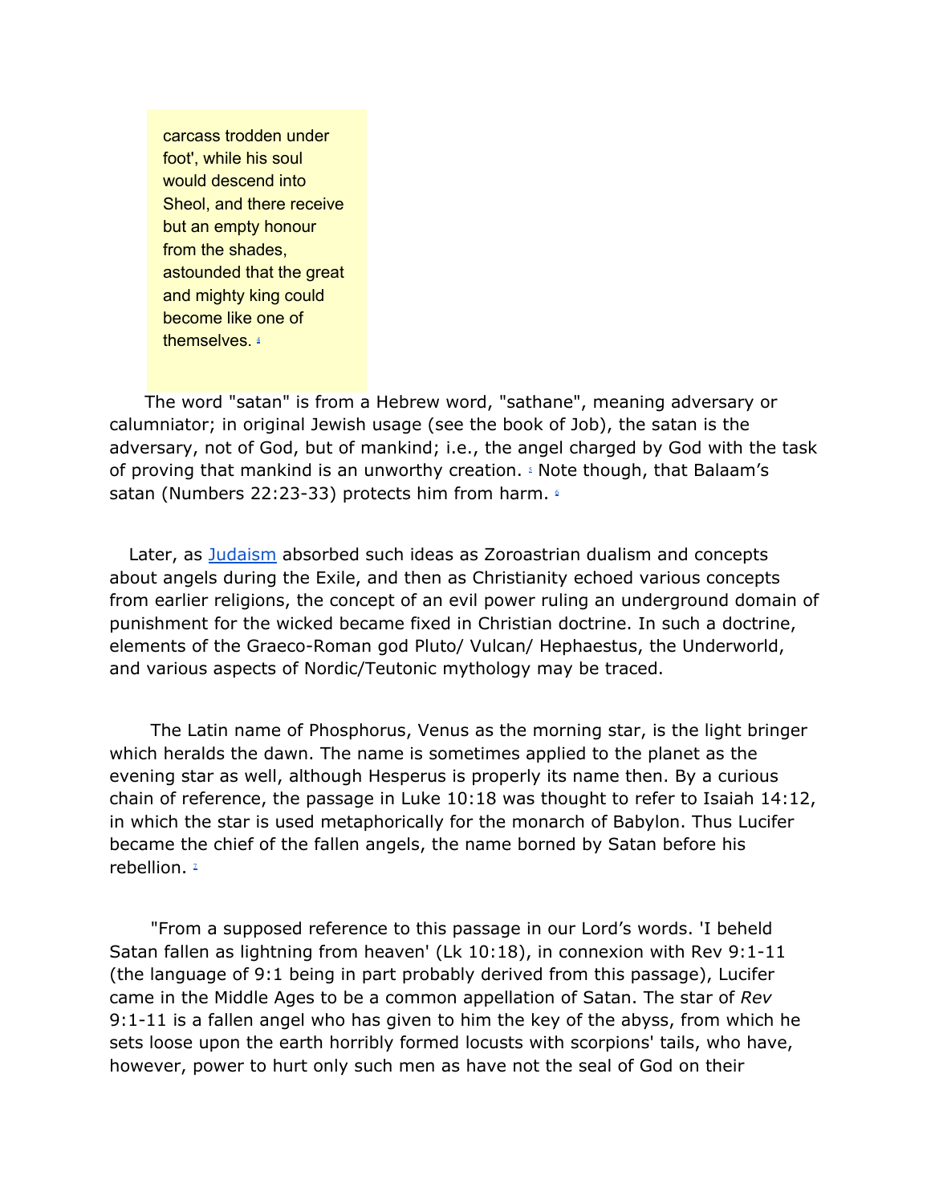> carcass trodden under foot', while his soul would descend into Sheol, and there receive but an empty honour from the shades, astounded that the great and mighty king could become like one of themselves. [4]

The word "satan" is from a Hebrew word, "sathane", meaning adversary or calumniator; in original Jewish usage (see the book of Job), the satan is the adversary, not of God, but of mankind; i.e., the angel charged by God with the task of proving that mankind is an unworthy creation. [5] Note though, that Balaam's satan (Numbers 22:23-33) protects him from harm. [6]

Later, as Judaism absorbed such ideas as Zoroastrian dualism and concepts about angels during the Exile, and then as Christianity echoed various concepts from earlier religions, the concept of an evil power ruling an underground domain of punishment for the wicked became fixed in Christian doctrine. In such a doctrine, elements of the Graeco-Roman god Pluto/ Vulcan/ Hephaestus, the Underworld, and various aspects of Nordic/Teutonic mythology may be traced.

The Latin name of Phosphorus, Venus as the morning star, is the light bringer which heralds the dawn. The name is sometimes applied to the planet as the evening star as well, although Hesperus is properly its name then. By a curious chain of reference, the passage in Luke 10:18 was thought to refer to Isaiah 14:12, in which the star is used metaphorically for the monarch of Babylon. Thus Lucifer became the chief of the fallen angels, the name borned by Satan before his rebellion. [7]

"From a supposed reference to this passage in our Lord's words. 'I beheld Satan fallen as lightning from heaven' (Lk 10:18), in connexion with Rev 9:1-11 (the language of 9:1 being in part probably derived from this passage), Lucifer came in the Middle Ages to be a common appellation of Satan. The star of *Rev* 9:1-11 is a fallen angel who has given to him the key of the abyss, from which he sets loose upon the earth horribly formed locusts with scorpions' tails, who have, however, power to hurt only such men as have not the seal of God on their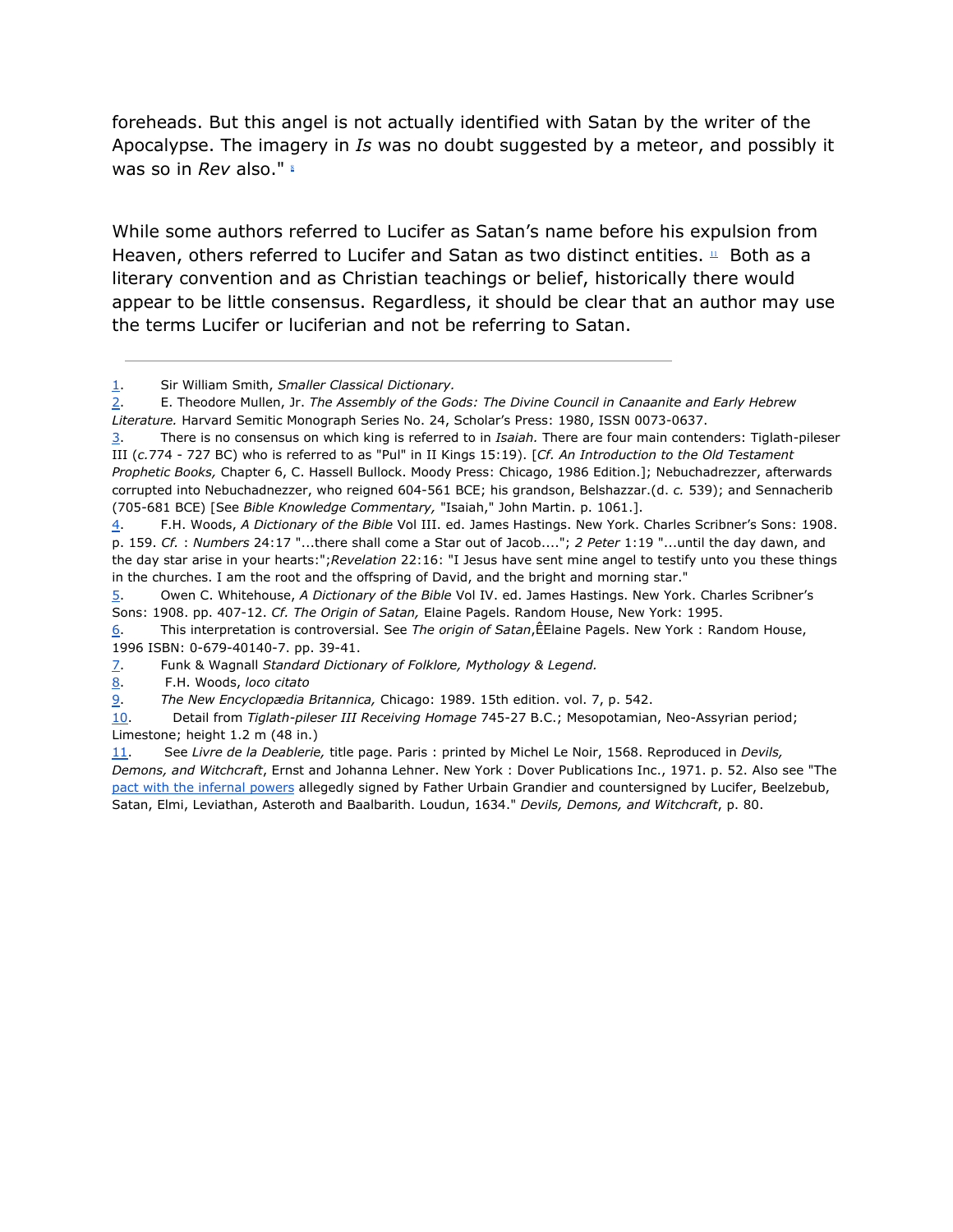foreheads. But this angel is not actually identified with Satan by the writer of the Apocalypse. The imagery in *Is* was no doubt suggested by a meteor, and possibly it was so in *Rev* also." [8]

While some authors referred to Lucifer as Satan's name before his expulsion from Heaven, others referred to Lucifer and Satan as two distinct entities. [11] Both as a literary convention and as Christian teachings or belief, historically there would appear to be little consensus. Regardless, it should be clear that an author may use the terms Lucifer or luciferian and not be referring to Satan.

---

1. Sir William Smith, *Smaller Classical Dictionary.*
2. E. Theodore Mullen, Jr. *The Assembly of the Gods: The Divine Council in Canaanite and Early Hebrew Literature.* Harvard Semitic Monograph Series No. 24, Scholar's Press: 1980, ISSN 0073-0637.
3. There is no consensus on which king is referred to in *Isaiah.* There are four main contenders: Tiglath-pileser III (*c.*774 - 727 BC) who is referred to as "Pul" in II Kings 15:19). [*Cf. An Introduction to the Old Testament Prophetic Books,* Chapter 6, C. Hassell Bullock. Moody Press: Chicago, 1986 Edition.]; Nebuchadrezzer, afterwards corrupted into Nebuchadnezzer, who reigned 604-561 BCE; his grandson, Belshazzar.(d. *c.* 539); and Sennacherib (705-681 BCE) [See *Bible Knowledge Commentary,* "Isaiah," John Martin. p. 1061.].
4. F.H. Woods, *A Dictionary of the Bible* Vol III. ed. James Hastings. New York. Charles Scribner's Sons: 1908. p. 159. *Cf.* : *Numbers* 24:17 "...there shall come a Star out of Jacob...."; *2 Peter* 1:19 "...until the day dawn, and the day star arise in your hearts:";*Revelation* 22:16: "I Jesus have sent mine angel to testify unto you these things in the churches. I am the root and the offspring of David, and the bright and morning star."
5. Owen C. Whitehouse, *A Dictionary of the Bible* Vol IV. ed. James Hastings. New York. Charles Scribner's Sons: 1908. pp. 407-12. *Cf. The Origin of Satan,* Elaine Pagels. Random House, New York: 1995.
6. This interpretation is controversial. See *The origin of Satan,*ÊElaine Pagels. New York : Random House, 1996 ISBN: 0-679-40140-7. pp. 39-41.
7. Funk & Wagnall *Standard Dictionary of Folklore, Mythology & Legend.*
8. F.H. Woods, *loco citato*
9. *The New Encyclopædia Britannica,* Chicago: 1989. 15th edition. vol. 7, p. 542.
10. Detail from *Tiglath-pileser III Receiving Homage* 745-27 B.C.; Mesopotamian, Neo-Assyrian period; Limestone; height 1.2 m (48 in.)
11. See *Livre de la Deablerie,* title page. Paris : printed by Michel Le Noir, 1568. Reproduced in *Devils, Demons, and Witchcraft*, Ernst and Johanna Lehner. New York : Dover Publications Inc., 1971. p. 52. Also see "The pact with the infernal powers allegedly signed by Father Urbain Grandier and countersigned by Lucifer, Beelzebub, Satan, Elmi, Leviathan, Asteroth and Baalbarith. Loudun, 1634." *Devils, Demons, and Witchcraft*, p. 80.